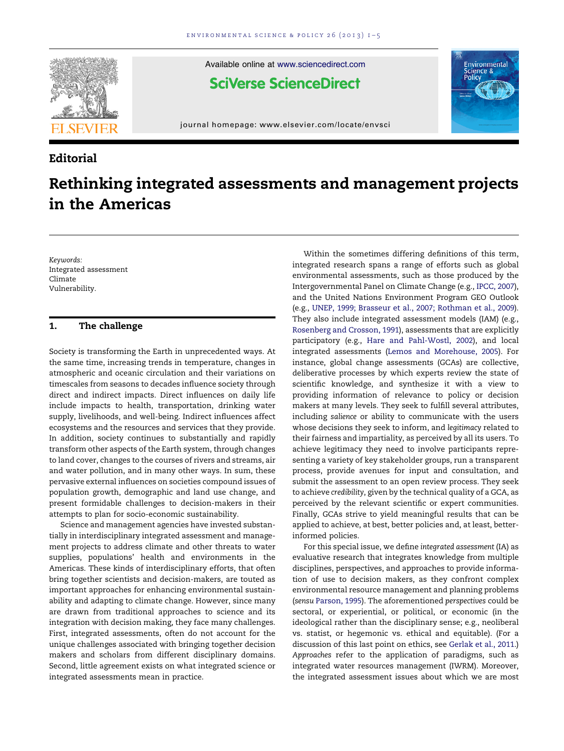Available online at www.sciencedirect.com

SciVerse ScienceDirect

journal homepage: www.elsevier.com/locate/envsci

Editorial

# Rethinking integrated assessments and management projects in the Americas

*Keywords:*
Integrated assessment
Climate
Vulnerability.

## 1. The challenge

Society is transforming the Earth in unprecedented ways. At the same time, increasing trends in temperature, changes in atmospheric and oceanic circulation and their variations on timescales from seasons to decades influence society through direct and indirect impacts. Direct influences on daily life include impacts to health, transportation, drinking water supply, livelihoods, and well-being. Indirect influences affect ecosystems and the resources and services that they provide. In addition, society continues to substantially and rapidly transform other aspects of the Earth system, through changes to land cover, changes to the courses of rivers and streams, air and water pollution, and in many other ways. In sum, these pervasive external influences on societies compound issues of population growth, demographic and land use change, and present formidable challenges to decision-makers in their attempts to plan for socio-economic sustainability.

Science and management agencies have invested substantially in interdisciplinary integrated assessment and management projects to address climate and other threats to water supplies, populations' health and environments in the Americas. These kinds of interdisciplinary efforts, that often bring together scientists and decision-makers, are touted as important approaches for enhancing environmental sustainability and adapting to climate change. However, since many are drawn from traditional approaches to science and its integration with decision making, they face many challenges. First, integrated assessments, often do not account for the unique challenges associated with bringing together decision makers and scholars from different disciplinary domains. Second, little agreement exists on what integrated science or integrated assessments mean in practice.

Within the sometimes differing definitions of this term, integrated research spans a range of efforts such as global environmental assessments, such as those produced by the Intergovernmental Panel on Climate Change (e.g., IPCC, 2007), and the United Nations Environment Program GEO Outlook (e.g., UNEP, 1999; Brasseur et al., 2007; Rothman et al., 2009). They also include integrated assessment models (IAM) (e.g., Rosenberg and Crosson, 1991), assessments that are explicitly participatory (e.g., Hare and Pahl-Wostl, 2002), and local integrated assessments (Lemos and Morehouse, 2005). For instance, global change assessments (GCAs) are collective, deliberative processes by which experts review the state of scientific knowledge, and synthesize it with a view to providing information of relevance to policy or decision makers at many levels. They seek to fulfill several attributes, including *salience* or ability to communicate with the users whose decisions they seek to inform, and *legitimacy* related to their fairness and impartiality, as perceived by all its users. To achieve legitimacy they need to involve participants representing a variety of key stakeholder groups, run a transparent process, provide avenues for input and consultation, and submit the assessment to an open review process. They seek to achieve *credibility*, given by the technical quality of a GCA, as perceived by the relevant scientific or expert communities. Finally, GCAs strive to yield meaningful results that can be applied to achieve, at best, better policies and, at least, better-informed policies.

For this special issue, we define *integrated assessment* (IA) as evaluative research that integrates knowledge from multiple disciplines, perspectives, and approaches to provide information of use to decision makers, as they confront complex environmental resource management and planning problems (*sensu* Parson, 1995). The aforementioned *perspectives* could be sectoral, or experiential, or political, or economic (in the ideological rather than the disciplinary sense; e.g., neoliberal vs. statist, or hegemonic vs. ethical and equitable). (For a discussion of this last point on ethics, see Gerlak et al., 2011.) *Approaches* refer to the application of paradigms, such as integrated water resources management (IWRM). Moreover, the integrated assessment issues about which we are most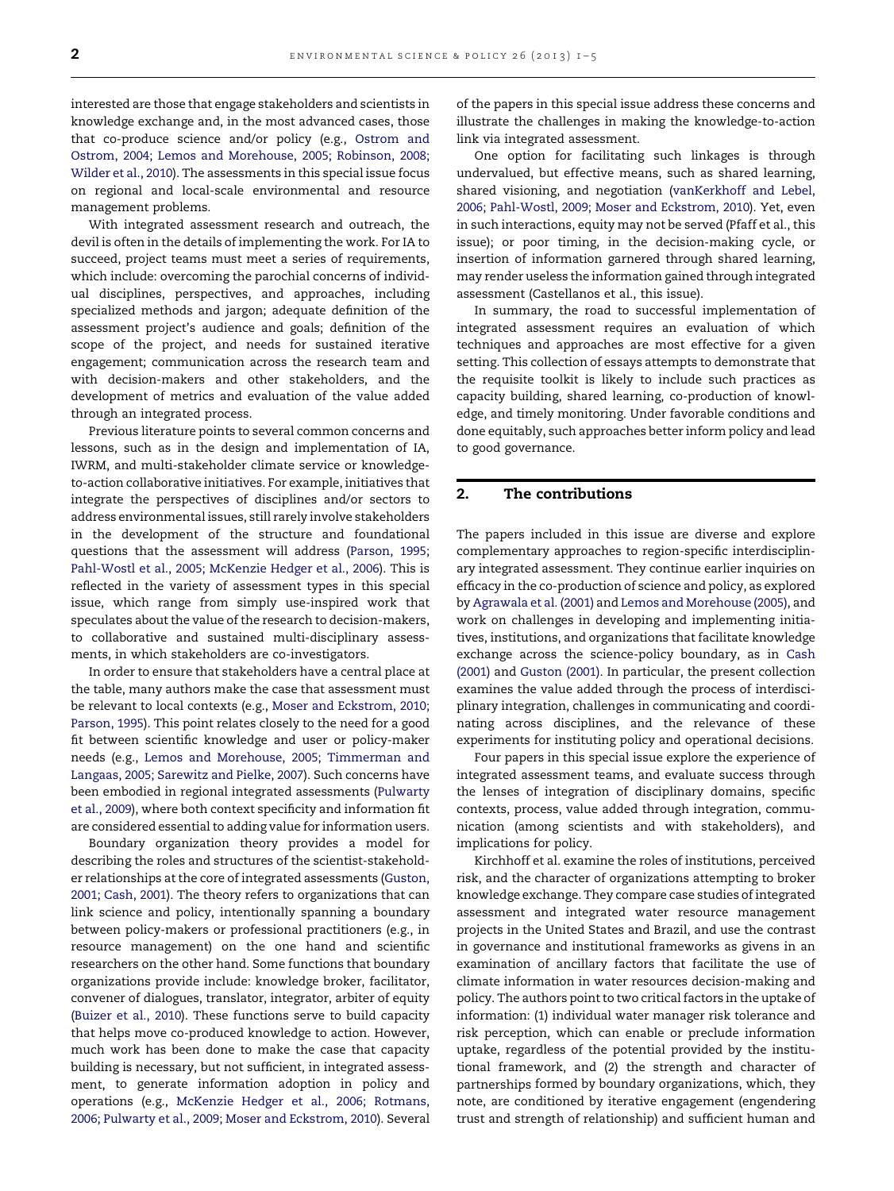interested are those that engage stakeholders and scientists in knowledge exchange and, in the most advanced cases, those that co-produce science and/or policy (e.g., Ostrom and Ostrom, 2004; Lemos and Morehouse, 2005; Robinson, 2008; Wilder et al., 2010). The assessments in this special issue focus on regional and local-scale environmental and resource management problems.

With integrated assessment research and outreach, the devil is often in the details of implementing the work. For IA to succeed, project teams must meet a series of requirements, which include: overcoming the parochial concerns of individual disciplines, perspectives, and approaches, including specialized methods and jargon; adequate definition of the assessment project's audience and goals; definition of the scope of the project, and needs for sustained iterative engagement; communication across the research team and with decision-makers and other stakeholders, and the development of metrics and evaluation of the value added through an integrated process.

Previous literature points to several common concerns and lessons, such as in the design and implementation of IA, IWRM, and multi-stakeholder climate service or knowledge-to-action collaborative initiatives. For example, initiatives that integrate the perspectives of disciplines and/or sectors to address environmental issues, still rarely involve stakeholders in the development of the structure and foundational questions that the assessment will address (Parson, 1995; Pahl-Wostl et al., 2005; McKenzie Hedger et al., 2006). This is reflected in the variety of assessment types in this special issue, which range from simply use-inspired work that speculates about the value of the research to decision-makers, to collaborative and sustained multi-disciplinary assessments, in which stakeholders are co-investigators.

In order to ensure that stakeholders have a central place at the table, many authors make the case that assessment must be relevant to local contexts (e.g., Moser and Eckstrom, 2010; Parson, 1995). This point relates closely to the need for a good fit between scientific knowledge and user or policy-maker needs (e.g., Lemos and Morehouse, 2005; Timmerman and Langaas, 2005; Sarewitz and Pielke, 2007). Such concerns have been embodied in regional integrated assessments (Pulwarty et al., 2009), where both context specificity and information fit are considered essential to adding value for information users.

Boundary organization theory provides a model for describing the roles and structures of the scientist-stakeholder relationships at the core of integrated assessments (Guston, 2001; Cash, 2001). The theory refers to organizations that can link science and policy, intentionally spanning a boundary between policy-makers or professional practitioners (e.g., in resource management) on the one hand and scientific researchers on the other hand. Some functions that boundary organizations provide include: knowledge broker, facilitator, convener of dialogues, translator, integrator, arbiter of equity (Buizer et al., 2010). These functions serve to build capacity that helps move co-produced knowledge to action. However, much work has been done to make the case that capacity building is necessary, but not sufficient, in integrated assessment, to generate information adoption in policy and operations (e.g., McKenzie Hedger et al., 2006; Rotmans, 2006; Pulwarty et al., 2009; Moser and Eckstrom, 2010). Several of the papers in this special issue address these concerns and illustrate the challenges in making the knowledge-to-action link via integrated assessment.

One option for facilitating such linkages is through undervalued, but effective means, such as shared learning, shared visioning, and negotiation (vanKerkhoff and Lebel, 2006; Pahl-Wostl, 2009; Moser and Eckstrom, 2010). Yet, even in such interactions, equity may not be served (Pfaff et al., this issue); or poor timing, in the decision-making cycle, or insertion of information garnered through shared learning, may render useless the information gained through integrated assessment (Castellanos et al., this issue).

In summary, the road to successful implementation of integrated assessment requires an evaluation of which techniques and approaches are most effective for a given setting. This collection of essays attempts to demonstrate that the requisite toolkit is likely to include such practices as capacity building, shared learning, co-production of knowledge, and timely monitoring. Under favorable conditions and done equitably, such approaches better inform policy and lead to good governance.

## 2. The contributions

The papers included in this issue are diverse and explore complementary approaches to region-specific interdisciplinary integrated assessment. They continue earlier inquiries on efficacy in the co-production of science and policy, as explored by Agrawala et al. (2001) and Lemos and Morehouse (2005), and work on challenges in developing and implementing initiatives, institutions, and organizations that facilitate knowledge exchange across the science-policy boundary, as in Cash (2001) and Guston (2001). In particular, the present collection examines the value added through the process of interdisciplinary integration, challenges in communicating and coordinating across disciplines, and the relevance of these experiments for instituting policy and operational decisions.

Four papers in this special issue explore the experience of integrated assessment teams, and evaluate success through the lenses of integration of disciplinary domains, specific contexts, process, value added through integration, communication (among scientists and with stakeholders), and implications for policy.

Kirchhoff et al. examine the roles of institutions, perceived risk, and the character of organizations attempting to broker knowledge exchange. They compare case studies of integrated assessment and integrated water resource management projects in the United States and Brazil, and use the contrast in governance and institutional frameworks as givens in an examination of ancillary factors that facilitate the use of climate information in water resources decision-making and policy. The authors point to two critical factors in the uptake of information: (1) individual water manager risk tolerance and risk perception, which can enable or preclude information uptake, regardless of the potential provided by the institutional framework, and (2) the strength and character of partnerships formed by boundary organizations, which, they note, are conditioned by iterative engagement (engendering trust and strength of relationship) and sufficient human and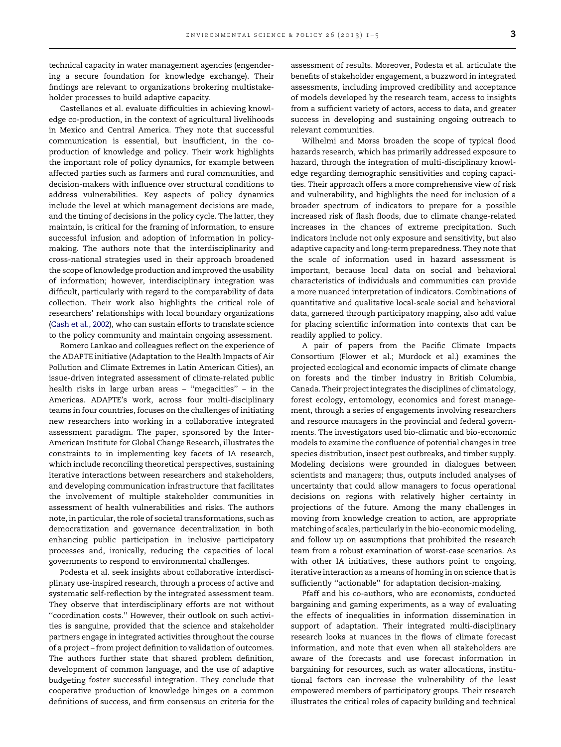technical capacity in water management agencies (engendering a secure foundation for knowledge exchange). Their findings are relevant to organizations brokering multistakeholder processes to build adaptive capacity.

Castellanos et al. evaluate difficulties in achieving knowledge co-production, in the context of agricultural livelihoods in Mexico and Central America. They note that successful communication is essential, but insufficient, in the co-production of knowledge and policy. Their work highlights the important role of policy dynamics, for example between affected parties such as farmers and rural communities, and decision-makers with influence over structural conditions to address vulnerabilities. Key aspects of policy dynamics include the level at which management decisions are made, and the timing of decisions in the policy cycle. The latter, they maintain, is critical for the framing of information, to ensure successful infusion and adoption of information in policy-making. The authors note that the interdisciplinarity and cross-national strategies used in their approach broadened the scope of knowledge production and improved the usability of information; however, interdisciplinary integration was difficult, particularly with regard to the comparability of data collection. Their work also highlights the critical role of researchers' relationships with local boundary organizations (Cash et al., 2002), who can sustain efforts to translate science to the policy community and maintain ongoing assessment.

Romero Lankao and colleagues reflect on the experience of the ADAPTE initiative (Adaptation to the Health Impacts of Air Pollution and Climate Extremes in Latin American Cities), an issue-driven integrated assessment of climate-related public health risks in large urban areas – ''megacities'' – in the Americas. ADAPTE's work, across four multi-disciplinary teams in four countries, focuses on the challenges of initiating new researchers into working in a collaborative integrated assessment paradigm. The paper, sponsored by the Inter-American Institute for Global Change Research, illustrates the constraints to in implementing key facets of IA research, which include reconciling theoretical perspectives, sustaining iterative interactions between researchers and stakeholders, and developing communication infrastructure that facilitates the involvement of multiple stakeholder communities in assessment of health vulnerabilities and risks. The authors note, in particular, the role of societal transformations, such as democratization and governance decentralization in both enhancing public participation in inclusive participatory processes and, ironically, reducing the capacities of local governments to respond to environmental challenges.

Podesta et al. seek insights about collaborative interdisciplinary use-inspired research, through a process of active and systematic self-reflection by the integrated assessment team. They observe that interdisciplinary efforts are not without ''coordination costs.'' However, their outlook on such activities is sanguine, provided that the science and stakeholder partners engage in integrated activities throughout the course of a project – from project definition to validation of outcomes. The authors further state that shared problem definition, development of common language, and the use of adaptive budgeting foster successful integration. They conclude that cooperative production of knowledge hinges on a common definitions of success, and firm consensus on criteria for the assessment of results. Moreover, Podesta et al. articulate the benefits of stakeholder engagement, a buzzword in integrated assessments, including improved credibility and acceptance of models developed by the research team, access to insights from a sufficient variety of actors, access to data, and greater success in developing and sustaining ongoing outreach to relevant communities.

Wilhelmi and Morss broaden the scope of typical flood hazards research, which has primarily addressed exposure to hazard, through the integration of multi-disciplinary knowledge regarding demographic sensitivities and coping capacities. Their approach offers a more comprehensive view of risk and vulnerability, and highlights the need for inclusion of a broader spectrum of indicators to prepare for a possible increased risk of flash floods, due to climate change-related increases in the chances of extreme precipitation. Such indicators include not only exposure and sensitivity, but also adaptive capacity and long-term preparedness. They note that the scale of information used in hazard assessment is important, because local data on social and behavioral characteristics of individuals and communities can provide a more nuanced interpretation of indicators. Combinations of quantitative and qualitative local-scale social and behavioral data, garnered through participatory mapping, also add value for placing scientific information into contexts that can be readily applied to policy.

A pair of papers from the Pacific Climate Impacts Consortium (Flower et al.; Murdock et al.) examines the projected ecological and economic impacts of climate change on forests and the timber industry in British Columbia, Canada. Their project integrates the disciplines of climatology, forest ecology, entomology, economics and forest management, through a series of engagements involving researchers and resource managers in the provincial and federal governments. The investigators used bio-climatic and bio-economic models to examine the confluence of potential changes in tree species distribution, insect pest outbreaks, and timber supply. Modeling decisions were grounded in dialogues between scientists and managers; thus, outputs included analyses of uncertainty that could allow managers to focus operational decisions on regions with relatively higher certainty in projections of the future. Among the many challenges in moving from knowledge creation to action, are appropriate matching of scales, particularly in the bio-economic modeling, and follow up on assumptions that prohibited the research team from a robust examination of worst-case scenarios. As with other IA initiatives, these authors point to ongoing, iterative interaction as a means of homing in on science that is sufficiently ''actionable'' for adaptation decision-making.

Pfaff and his co-authors, who are economists, conducted bargaining and gaming experiments, as a way of evaluating the effects of inequalities in information dissemination in support of adaptation. Their integrated multi-disciplinary research looks at nuances in the flows of climate forecast information, and note that even when all stakeholders are aware of the forecasts and use forecast information in bargaining for resources, such as water allocations, institutional factors can increase the vulnerability of the least empowered members of participatory groups. Their research illustrates the critical roles of capacity building and technical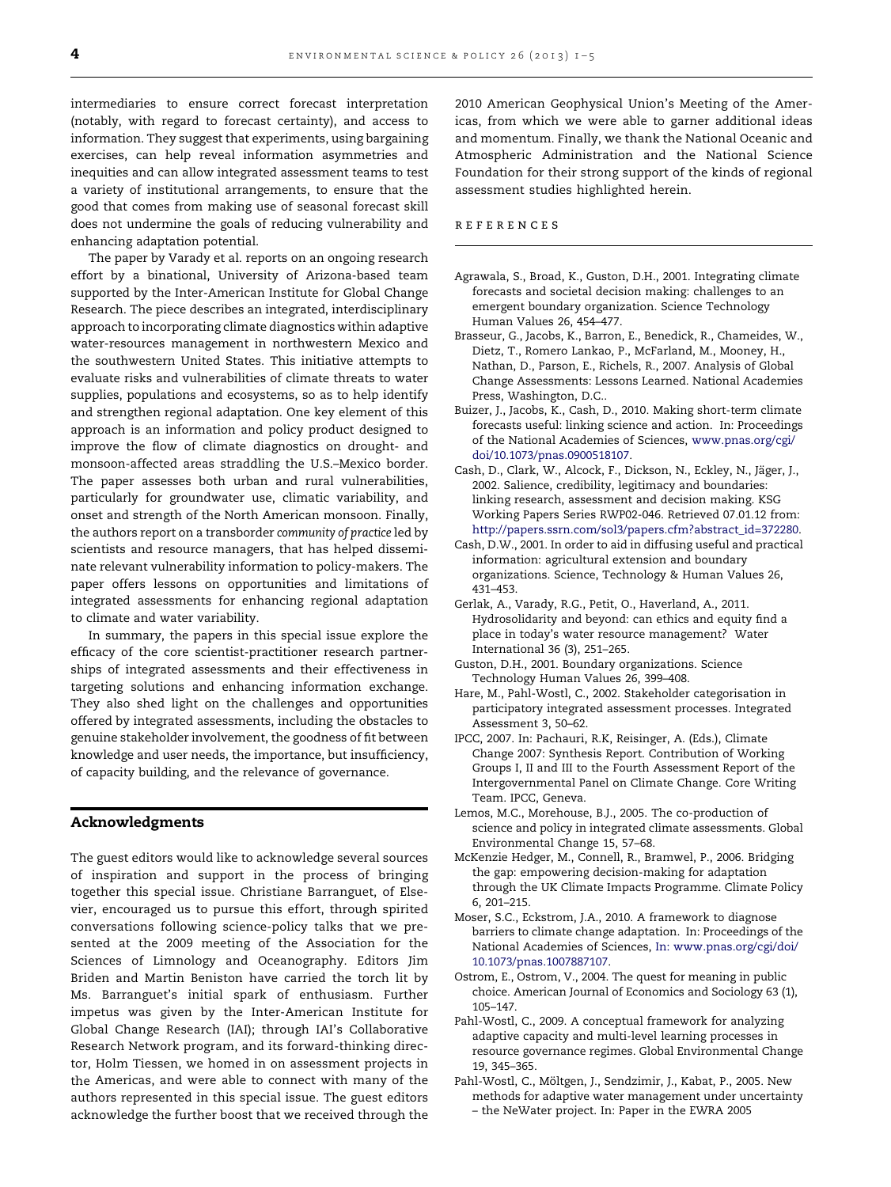intermediaries to ensure correct forecast interpretation (notably, with regard to forecast certainty), and access to information. They suggest that experiments, using bargaining exercises, can help reveal information asymmetries and inequities and can allow integrated assessment teams to test a variety of institutional arrangements, to ensure that the good that comes from making use of seasonal forecast skill does not undermine the goals of reducing vulnerability and enhancing adaptation potential.

The paper by Varady et al. reports on an ongoing research effort by a binational, University of Arizona-based team supported by the Inter-American Institute for Global Change Research. The piece describes an integrated, interdisciplinary approach to incorporating climate diagnostics within adaptive water-resources management in northwestern Mexico and the southwestern United States. This initiative attempts to evaluate risks and vulnerabilities of climate threats to water supplies, populations and ecosystems, so as to help identify and strengthen regional adaptation. One key element of this approach is an information and policy product designed to improve the flow of climate diagnostics on drought- and monsoon-affected areas straddling the U.S.–Mexico border. The paper assesses both urban and rural vulnerabilities, particularly for groundwater use, climatic variability, and onset and strength of the North American monsoon. Finally, the authors report on a transborder *community of practice* led by scientists and resource managers, that has helped disseminate relevant vulnerability information to policy-makers. The paper offers lessons on opportunities and limitations of integrated assessments for enhancing regional adaptation to climate and water variability.

In summary, the papers in this special issue explore the efficacy of the core scientist-practitioner research partnerships of integrated assessments and their effectiveness in targeting solutions and enhancing information exchange. They also shed light on the challenges and opportunities offered by integrated assessments, including the obstacles to genuine stakeholder involvement, the goodness of fit between knowledge and user needs, the importance, but insufficiency, of capacity building, and the relevance of governance.

## Acknowledgments

The guest editors would like to acknowledge several sources of inspiration and support in the process of bringing together this special issue. Christiane Barranguet, of Elsevier, encouraged us to pursue this effort, through spirited conversations following science-policy talks that we presented at the 2009 meeting of the Association for the Sciences of Limnology and Oceanography. Editors Jim Briden and Martin Beniston have carried the torch lit by Ms. Barranguet's initial spark of enthusiasm. Further impetus was given by the Inter-American Institute for Global Change Research (IAI); through IAI's Collaborative Research Network program, and its forward-thinking director, Holm Tiessen, we homed in on assessment projects in the Americas, and were able to connect with many of the authors represented in this special issue. The guest editors acknowledge the further boost that we received through the 2010 American Geophysical Union's Meeting of the Americas, from which we were able to garner additional ideas and momentum. Finally, we thank the National Oceanic and Atmospheric Administration and the National Science Foundation for their strong support of the kinds of regional assessment studies highlighted herein.

## REFERENCES

Agrawala, S., Broad, K., Guston, D.H., 2001. Integrating climate forecasts and societal decision making: challenges to an emergent boundary organization. Science Technology Human Values 26, 454–477.

Brasseur, G., Jacobs, K., Barron, E., Benedick, R., Chameides, W., Dietz, T., Romero Lankao, P., McFarland, M., Mooney, H., Nathan, D., Parson, E., Richels, R., 2007. Analysis of Global Change Assessments: Lessons Learned. National Academies Press, Washington, D.C..

Buizer, J., Jacobs, K., Cash, D., 2010. Making short-term climate forecasts useful: linking science and action. In: Proceedings of the National Academies of Sciences, www.pnas.org/cgi/doi/10.1073/pnas.0900518107.

Cash, D., Clark, W., Alcock, F., Dickson, N., Eckley, N., Jäger, J., 2002. Salience, credibility, legitimacy and boundaries: linking research, assessment and decision making. KSG Working Papers Series RWP02-046. Retrieved 07.01.12 from: http://papers.ssrn.com/sol3/papers.cfm?abstract_id=372280.

Cash, D.W., 2001. In order to aid in diffusing useful and practical information: agricultural extension and boundary organizations. Science, Technology & Human Values 26, 431–453.

Gerlak, A., Varady, R.G., Petit, O., Haverland, A., 2011. Hydrosolidarity and beyond: can ethics and equity find a place in today's water resource management? Water International 36 (3), 251–265.

Guston, D.H., 2001. Boundary organizations. Science Technology Human Values 26, 399–408.

Hare, M., Pahl-Wostl, C., 2002. Stakeholder categorisation in participatory integrated assessment processes. Integrated Assessment 3, 50–62.

IPCC, 2007. In: Pachauri, R.K, Reisinger, A. (Eds.), Climate Change 2007: Synthesis Report. Contribution of Working Groups I, II and III to the Fourth Assessment Report of the Intergovernmental Panel on Climate Change. Core Writing Team. IPCC, Geneva.

Lemos, M.C., Morehouse, B.J., 2005. The co-production of science and policy in integrated climate assessments. Global Environmental Change 15, 57–68.

McKenzie Hedger, M., Connell, R., Bramwel, P., 2006. Bridging the gap: empowering decision-making for adaptation through the UK Climate Impacts Programme. Climate Policy 6, 201–215.

Moser, S.C., Eckstrom, J.A., 2010. A framework to diagnose barriers to climate change adaptation. In: Proceedings of the National Academies of Sciences, In: www.pnas.org/cgi/doi/10.1073/pnas.1007887107.

Ostrom, E., Ostrom, V., 2004. The quest for meaning in public choice. American Journal of Economics and Sociology 63 (1), 105–147.

Pahl-Wostl, C., 2009. A conceptual framework for analyzing adaptive capacity and multi-level learning processes in resource governance regimes. Global Environmental Change 19, 345–365.

Pahl-Wostl, C., Möltgen, J., Sendzimir, J., Kabat, P., 2005. New methods for adaptive water management under uncertainty – the NeWater project. In: Paper in the EWRA 2005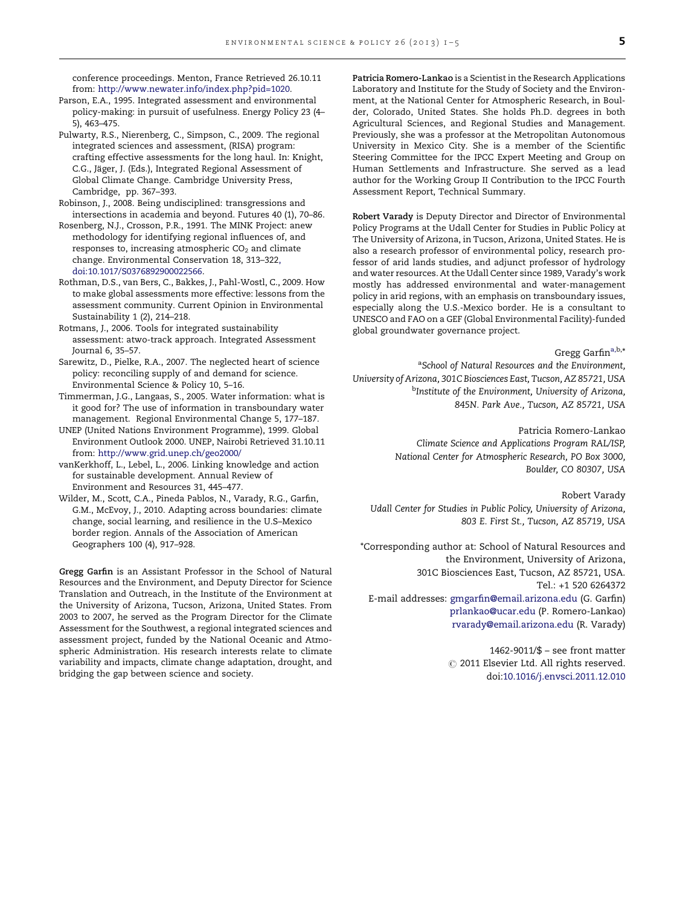conference proceedings. Menton, France Retrieved 26.10.11 from: http://www.newater.info/index.php?pid=1020.

Parson, E.A., 1995. Integrated assessment and environmental policy-making: in pursuit of usefulness. Energy Policy 23 (4–5), 463–475.

Pulwarty, R.S., Nierenberg, C., Simpson, C., 2009. The regional integrated sciences and assessment, (RISA) program: crafting effective assessments for the long haul. In: Knight, C.G., Jäger, J. (Eds.), Integrated Regional Assessment of Global Climate Change. Cambridge University Press, Cambridge, pp. 367–393.

Robinson, J., 2008. Being undisciplined: transgressions and intersections in academia and beyond. Futures 40 (1), 70–86.

Rosenberg, N.J., Crosson, P.R., 1991. The MINK Project: anew methodology for identifying regional influences of, and responses to, increasing atmospheric $CO_2$ and climate change. Environmental Conservation 18, 313–322, doi:10.1017/S0376892900022566.

Rothman, D.S., van Bers, C., Bakkes, J., Pahl-Wostl, C., 2009. How to make global assessments more effective: lessons from the assessment community. Current Opinion in Environmental Sustainability 1 (2), 214–218.

Rotmans, J., 2006. Tools for integrated sustainability assessment: atwo-track approach. Integrated Assessment Journal 6, 35–57.

Sarewitz, D., Pielke, R.A., 2007. The neglected heart of science policy: reconciling supply of and demand for science. Environmental Science & Policy 10, 5–16.

Timmerman, J.G., Langaas, S., 2005. Water information: what is it good for? The use of information in transboundary water management. Regional Environmental Change 5, 177–187.

UNEP (United Nations Environment Programme), 1999. Global Environment Outlook 2000. UNEP, Nairobi Retrieved 31.10.11 from: http://www.grid.unep.ch/geo2000/

vanKerkhoff, L., Lebel, L., 2006. Linking knowledge and action for sustainable development. Annual Review of Environment and Resources 31, 445–477.

Wilder, M., Scott, C.A., Pineda Pablos, N., Varady, R.G., Garfin, G.M., McEvoy, J., 2010. Adapting across boundaries: climate change, social learning, and resilience in the U.S–Mexico border region. Annals of the Association of American Geographers 100 (4), 917–928.

**Gregg Garfin** is an Assistant Professor in the School of Natural Resources and the Environment, and Deputy Director for Science Translation and Outreach, in the Institute of the Environment at the University of Arizona, Tucson, Arizona, United States. From 2003 to 2007, he served as the Program Director for the Climate Assessment for the Southwest, a regional integrated sciences and assessment project, funded by the National Oceanic and Atmospheric Administration. His research interests relate to climate variability and impacts, climate change adaptation, drought, and bridging the gap between science and society.

**Patricia Romero-Lankao** is a Scientist in the Research Applications Laboratory and Institute for the Study of Society and the Environment, at the National Center for Atmospheric Research, in Boulder, Colorado, United States. She holds Ph.D. degrees in both Agricultural Sciences, and Regional Studies and Management. Previously, she was a professor at the Metropolitan Autonomous University in Mexico City. She is a member of the Scientific Steering Committee for the IPCC Expert Meeting and Group on Human Settlements and Infrastructure. She served as a lead author for the Working Group II Contribution to the IPCC Fourth Assessment Report, Technical Summary.

**Robert Varady** is Deputy Director and Director of Environmental Policy Programs at the Udall Center for Studies in Public Policy at The University of Arizona, in Tucson, Arizona, United States. He is also a research professor of environmental policy, research professor of arid lands studies, and adjunct professor of hydrology and water resources. At the Udall Center since 1989, Varady's work mostly has addressed environmental and water-management policy in arid regions, with an emphasis on transboundary issues, especially along the U.S.-Mexico border. He is a consultant to UNESCO and FAO on a GEF (Global Environmental Facility)-funded global groundwater governance project.

Gregg Garfin[a,b,*]

[a]*School of Natural Resources and the Environment, University of Arizona, 301C Biosciences East, Tucson, AZ 85721, USA*

[b]*Institute of the Environment, University of Arizona, 845N. Park Ave., Tucson, AZ 85721, USA*

Patricia Romero-Lankao

*Climate Science and Applications Program RAL/ISP, National Center for Atmospheric Research, PO Box 3000, Boulder, CO 80307, USA*

Robert Varady

*Udall Center for Studies in Public Policy, University of Arizona, 803 E. First St., Tucson, AZ 85719, USA*

*Corresponding author at: School of Natural Resources and the Environment, University of Arizona, 301C Biosciences East, Tucson, AZ 85721, USA.
Tel.: +1 520 6264372
E-mail addresses: gmgarfin@email.arizona.edu (G. Garfin)
prlankao@ucar.edu (P. Romero-Lankao)
rvarady@email.arizona.edu (R. Varady)

1462-9011/$ – see front matter
© 2011 Elsevier Ltd. All rights reserved.
doi:10.1016/j.envsci.2011.12.010